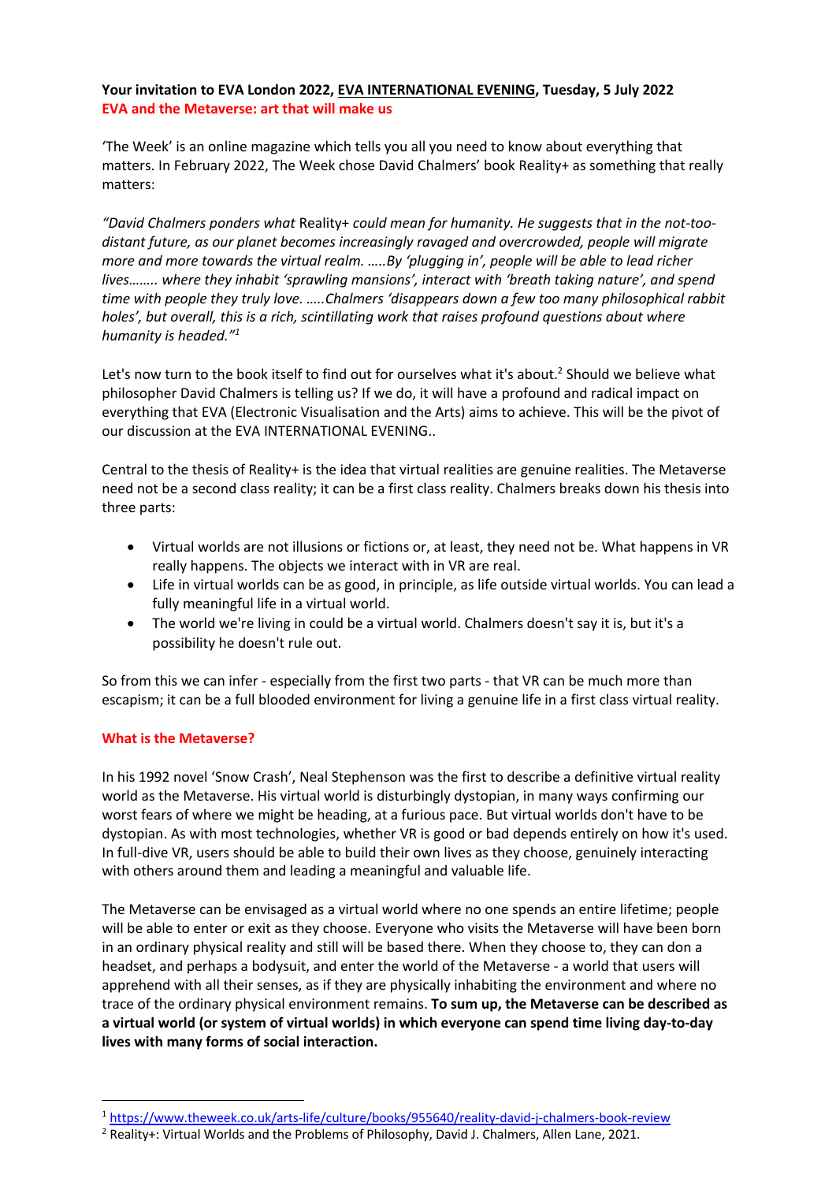**Your invitation to EVA London 2022, EVA INTERNATIONAL EVENING, Tuesday, 5 July 2022**
**EVA and the Metaverse: art that will make us**

'The Week' is an online magazine which tells you all you need to know about everything that matters. In February 2022, The Week chose David Chalmers' book Reality+ as something that really matters:

*"David Chalmers ponders what* Reality+ *could mean for humanity. He suggests that in the not-too-distant future, as our planet becomes increasingly ravaged and overcrowded, people will migrate more and more towards the virtual realm. …..By 'plugging in', people will be able to lead richer lives…….. where they inhabit 'sprawling mansions', interact with 'breath taking nature', and spend time with people they truly love. …..Chalmers 'disappears down a few too many philosophical rabbit holes', but overall, this is a rich, scintillating work that raises profound questions about where humanity is headed."*[1]

Let's now turn to the book itself to find out for ourselves what it's about.[2] Should we believe what philosopher David Chalmers is telling us? If we do, it will have a profound and radical impact on everything that EVA (Electronic Visualisation and the Arts) aims to achieve. This will be the pivot of our discussion at the EVA INTERNATIONAL EVENING..

Central to the thesis of Reality+ is the idea that virtual realities are genuine realities. The Metaverse need not be a second class reality; it can be a first class reality. Chalmers breaks down his thesis into three parts:

- Virtual worlds are not illusions or fictions or, at least, they need not be. What happens in VR really happens. The objects we interact with in VR are real.
- Life in virtual worlds can be as good, in principle, as life outside virtual worlds. You can lead a fully meaningful life in a virtual world.
- The world we're living in could be a virtual world. Chalmers doesn't say it is, but it's a possibility he doesn't rule out.

So from this we can infer - especially from the first two parts - that VR can be much more than escapism; it can be a full blooded environment for living a genuine life in a first class virtual reality.

## What is the Metaverse?

In his 1992 novel 'Snow Crash', Neal Stephenson was the first to describe a definitive virtual reality world as the Metaverse. His virtual world is disturbingly dystopian, in many ways confirming our worst fears of where we might be heading, at a furious pace. But virtual worlds don't have to be dystopian. As with most technologies, whether VR is good or bad depends entirely on how it's used. In full-dive VR, users should be able to build their own lives as they choose, genuinely interacting with others around them and leading a meaningful and valuable life.

The Metaverse can be envisaged as a virtual world where no one spends an entire lifetime; people will be able to enter or exit as they choose. Everyone who visits the Metaverse will have been born in an ordinary physical reality and still will be based there. When they choose to, they can don a headset, and perhaps a bodysuit, and enter the world of the Metaverse - a world that users will apprehend with all their senses, as if they are physically inhabiting the environment and where no trace of the ordinary physical environment remains. **To sum up, the Metaverse can be described as a virtual world (or system of virtual worlds) in which everyone can spend time living day-to-day lives with many forms of social interaction.**

---

[1] https://www.theweek.co.uk/arts-life/culture/books/955640/reality-david-j-chalmers-book-review

[2] Reality+: Virtual Worlds and the Problems of Philosophy, David J. Chalmers, Allen Lane, 2021.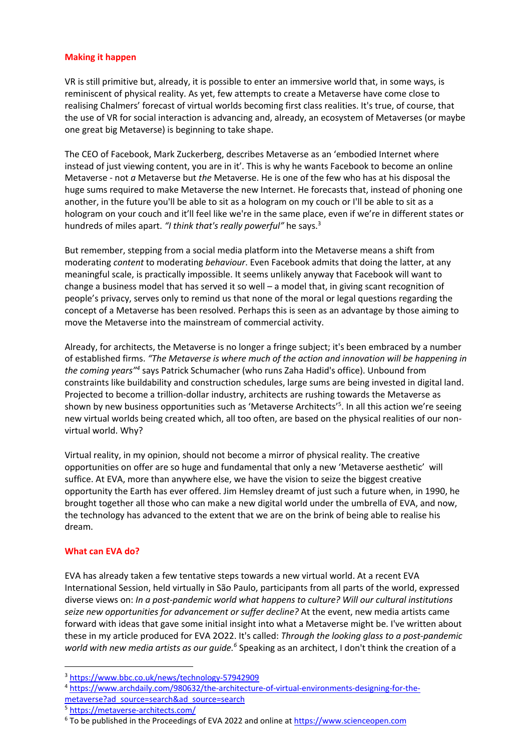**Making it happen**

VR is still primitive but, already, it is possible to enter an immersive world that, in some ways, is reminiscent of physical reality. As yet, few attempts to create a Metaverse have come close to realising Chalmers' forecast of virtual worlds becoming first class realities. It's true, of course, that the use of VR for social interaction is advancing and, already, an ecosystem of Metaverses (or maybe one great big Metaverse) is beginning to take shape.

The CEO of Facebook, Mark Zuckerberg, describes Metaverse as an 'embodied Internet where instead of just viewing content, you are in it'. This is why he wants Facebook to become an online Metaverse - not *a* Metaverse but *the* Metaverse. He is one of the few who has at his disposal the huge sums required to make Metaverse the new Internet. He forecasts that, instead of phoning one another, in the future you'll be able to sit as a hologram on my couch or I'll be able to sit as a hologram on your couch and it'll feel like we're in the same place, even if we're in different states or hundreds of miles apart. *"I think that's really powerful"* he says.[3]

But remember, stepping from a social media platform into the Metaverse means a shift from moderating *content* to moderating *behaviour*. Even Facebook admits that doing the latter, at any meaningful scale, is practically impossible. It seems unlikely anyway that Facebook will want to change a business model that has served it so well – a model that, in giving scant recognition of people's privacy, serves only to remind us that none of the moral or legal questions regarding the concept of a Metaverse has been resolved. Perhaps this is seen as an advantage by those aiming to move the Metaverse into the mainstream of commercial activity.

Already, for architects, the Metaverse is no longer a fringe subject; it's been embraced by a number of established firms. *"The Metaverse is where much of the action and innovation will be happening in the coming years"*[4] says Patrick Schumacher (who runs Zaha Hadid's office). Unbound from constraints like buildability and construction schedules, large sums are being invested in digital land. Projected to become a trillion-dollar industry, architects are rushing towards the Metaverse as shown by new business opportunities such as 'Metaverse Architects'[5]. In all this action we're seeing new virtual worlds being created which, all too often, are based on the physical realities of our non-virtual world. Why?

Virtual reality, in my opinion, should not become a mirror of physical reality. The creative opportunities on offer are so huge and fundamental that only a new 'Metaverse aesthetic' will suffice. At EVA, more than anywhere else, we have the vision to seize the biggest creative opportunity the Earth has ever offered. Jim Hemsley dreamt of just such a future when, in 1990, he brought together all those who can make a new digital world under the umbrella of EVA, and now, the technology has advanced to the extent that we are on the brink of being able to realise his dream.

**What can EVA do?**

EVA has already taken a few tentative steps towards a new virtual world. At a recent EVA International Session, held virtually in São Paulo, participants from all parts of the world, expressed diverse views on: *In a post-pandemic world what happens to culture? Will our cultural institutions seize new opportunities for advancement or suffer decline?* At the event, new media artists came forward with ideas that gave some initial insight into what a Metaverse might be. I've written about these in my article produced for EVA 2O22. It's called: *Through the looking glass to a post-pandemic world with new media artists as our guide.*[6] Speaking as an architect, I don't think the creation of a

[3] https://www.bbc.co.uk/news/technology-57942909

[4] https://www.archdaily.com/980632/the-architecture-of-virtual-environments-designing-for-the-metaverse?ad_source=search&ad_source=search

[5] https://metaverse-architects.com/

[6] To be published in the Proceedings of EVA 2022 and online at https://www.scienceopen.com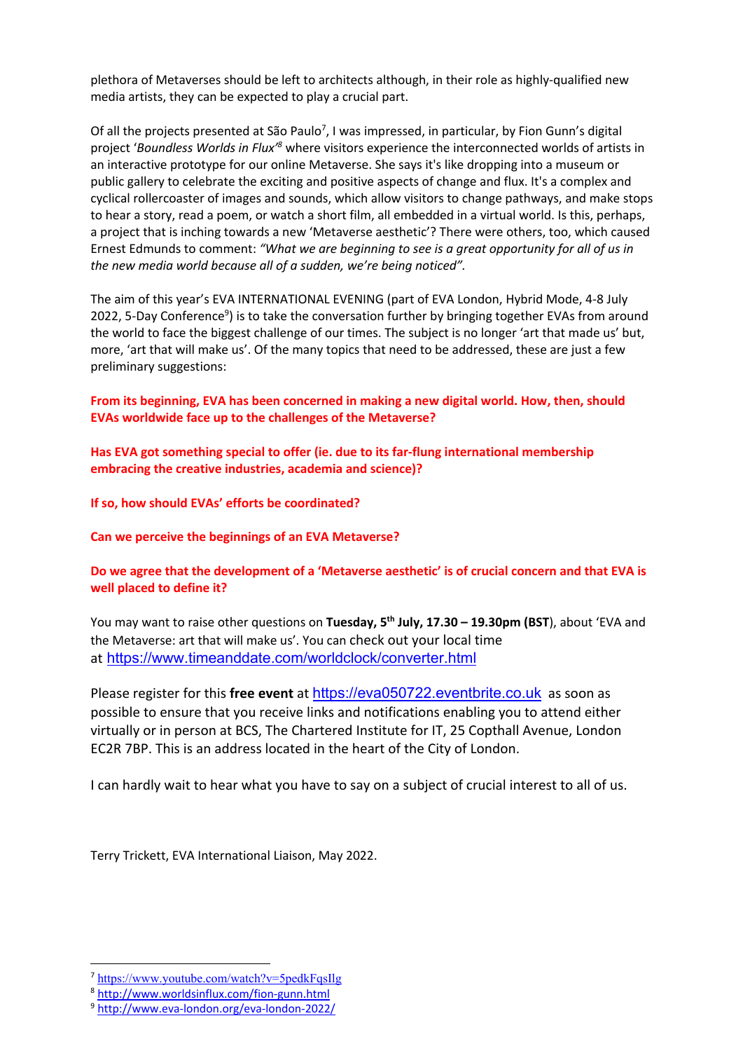plethora of Metaverses should be left to architects although, in their role as highly-qualified new media artists, they can be expected to play a crucial part.

Of all the projects presented at São Paulo[7], I was impressed, in particular, by Fion Gunn's digital project '*Boundless Worlds in Flux*'[8] where visitors experience the interconnected worlds of artists in an interactive prototype for our online Metaverse. She says it's like dropping into a museum or public gallery to celebrate the exciting and positive aspects of change and flux. It's a complex and cyclical rollercoaster of images and sounds, which allow visitors to change pathways, and make stops to hear a story, read a poem, or watch a short film, all embedded in a virtual world. Is this, perhaps, a project that is inching towards a new 'Metaverse aesthetic'? There were others, too, which caused Ernest Edmunds to comment: *"What we are beginning to see is a great opportunity for all of us in the new media world because all of a sudden, we're being noticed".*

The aim of this year's EVA INTERNATIONAL EVENING (part of EVA London, Hybrid Mode, 4-8 July 2022, 5-Day Conference[9]) is to take the conversation further by bringing together EVAs from around the world to face the biggest challenge of our times. The subject is no longer 'art that made us' but, more, 'art that will make us'. Of the many topics that need to be addressed, these are just a few preliminary suggestions:

**From its beginning, EVA has been concerned in making a new digital world. How, then, should EVAs worldwide face up to the challenges of the Metaverse?**

**Has EVA got something special to offer (ie. due to its far-flung international membership embracing the creative industries, academia and science)?**

**If so, how should EVAs' efforts be coordinated?**

**Can we perceive the beginnings of an EVA Metaverse?**

**Do we agree that the development of a 'Metaverse aesthetic' is of crucial concern and that EVA is well placed to define it?**

You may want to raise other questions on **Tuesday, 5th July, 17.30 – 19.30pm (BST)**, about 'EVA and the Metaverse: art that will make us'. You can check out your local time at https://www.timeanddate.com/worldclock/converter.html

Please register for this **free event** at https://eva050722.eventbrite.co.uk as soon as possible to ensure that you receive links and notifications enabling you to attend either virtually or in person at BCS, The Chartered Institute for IT, 25 Copthall Avenue, London EC2R 7BP. This is an address located in the heart of the City of London.

I can hardly wait to hear what you have to say on a subject of crucial interest to all of us.

Terry Trickett, EVA International Liaison, May 2022.

---

[7] https://www.youtube.com/watch?v=5pedkFqsIlg

[8] http://www.worldsinflux.com/fion-gunn.html

[9] http://www.eva-london.org/eva-london-2022/